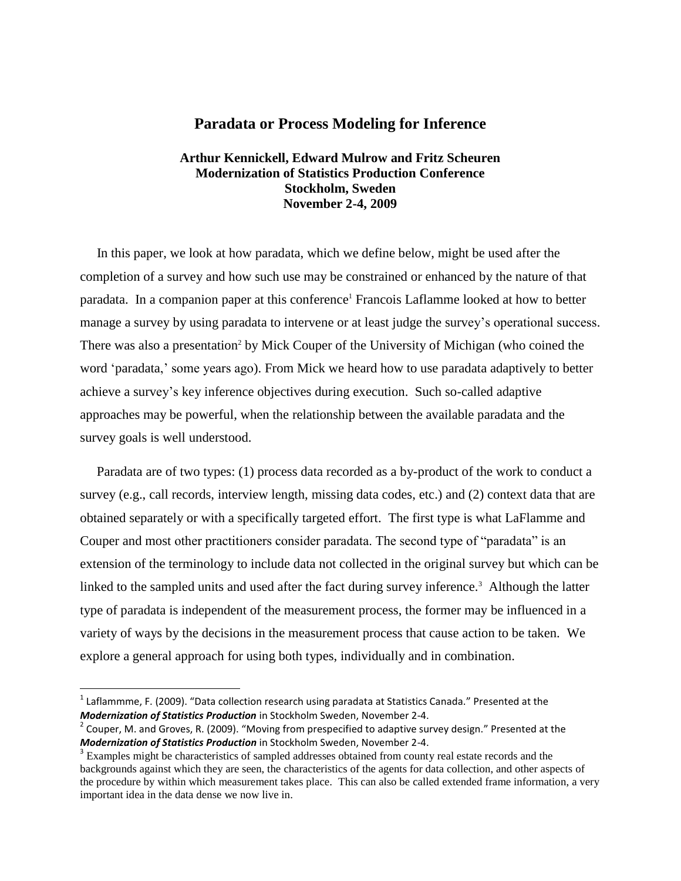# Paradata or Process Modeling for Inference

**Arthur Kennickell, Edward Mulrow and Fritz Scheuren**
**Modernization of Statistics Production Conference**
**Stockholm, Sweden**
**November 2-4, 2009**

In this paper, we look at how paradata, which we define below, might be used after the completion of a survey and how such use may be constrained or enhanced by the nature of that paradata. In a companion paper at this conference[1] Francois Laflamme looked at how to better manage a survey by using paradata to intervene or at least judge the survey's operational success. There was also a presentation[2] by Mick Couper of the University of Michigan (who coined the word 'paradata,' some years ago). From Mick we heard how to use paradata adaptively to better achieve a survey's key inference objectives during execution. Such so-called adaptive approaches may be powerful, when the relationship between the available paradata and the survey goals is well understood.

Paradata are of two types: (1) process data recorded as a by-product of the work to conduct a survey (e.g., call records, interview length, missing data codes, etc.) and (2) context data that are obtained separately or with a specifically targeted effort. The first type is what LaFlamme and Couper and most other practitioners consider paradata. The second type of "paradata" is an extension of the terminology to include data not collected in the original survey but which can be linked to the sampled units and used after the fact during survey inference.[3] Although the latter type of paradata is independent of the measurement process, the former may be influenced in a variety of ways by the decisions in the measurement process that cause action to be taken. We explore a general approach for using both types, individually and in combination.

---

[1] Laflammme, F. (2009). "Data collection research using paradata at Statistics Canada." Presented at the ***Modernization of Statistics Production*** in Stockholm Sweden, November 2-4.

[2] Couper, M. and Groves, R. (2009). "Moving from prespecified to adaptive survey design." Presented at the ***Modernization of Statistics Production*** in Stockholm Sweden, November 2-4.

[3] Examples might be characteristics of sampled addresses obtained from county real estate records and the backgrounds against which they are seen, the characteristics of the agents for data collection, and other aspects of the procedure by within which measurement takes place. This can also be called extended frame information, a very important idea in the data dense we now live in.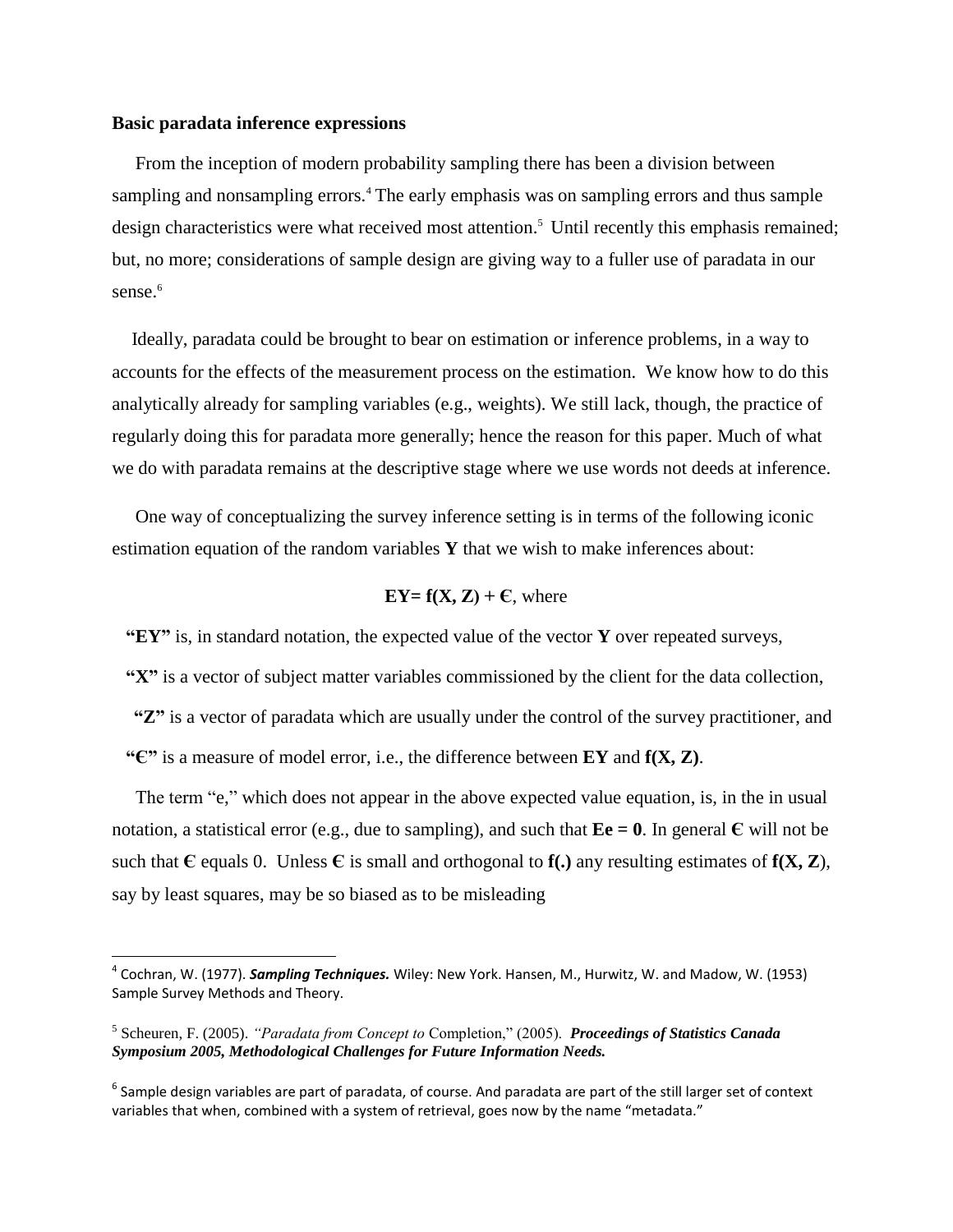**Basic paradata inference expressions**

From the inception of modern probability sampling there has been a division between sampling and nonsampling errors.[4] The early emphasis was on sampling errors and thus sample design characteristics were what received most attention.[5] Until recently this emphasis remained; but, no more; considerations of sample design are giving way to a fuller use of paradata in our sense.[6]

Ideally, paradata could be brought to bear on estimation or inference problems, in a way to accounts for the effects of the measurement process on the estimation. We know how to do this analytically already for sampling variables (e.g., weights). We still lack, though, the practice of regularly doing this for paradata more generally; hence the reason for this paper. Much of what we do with paradata remains at the descriptive stage where we use words not deeds at inference.

One way of conceptualizing the survey inference setting is in terms of the following iconic estimation equation of the random variables **Y** that we wish to make inferences about:

$$\mathbf{EY = f(X, Z) + Є}, \text{ where}$$

**"EY"** is, in standard notation, the expected value of the vector **Y** over repeated surveys,

**"X"** is a vector of subject matter variables commissioned by the client for the data collection,

**"Z"** is a vector of paradata which are usually under the control of the survey practitioner, and

**"Є"** is a measure of model error, i.e., the difference between **EY** and **f(X, Z)**.

The term "e," which does not appear in the above expected value equation, is, in the in usual notation, a statistical error (e.g., due to sampling), and such that **Ee = 0**. In general **Є** will not be such that **Є** equals 0. Unless **Є** is small and orthogonal to **f(.)** any resulting estimates of **f(X, Z**), say by least squares, may be so biased as to be misleading

---

[4] Cochran, W. (1977). ***Sampling Techniques.*** Wiley: New York. Hansen, M., Hurwitz, W. and Madow, W. (1953) Sample Survey Methods and Theory.

[5] Scheuren, F. (2005). *"Paradata from Concept to* Completion," (2005). ***Proceedings of Statistics Canada Symposium 2005, Methodological Challenges for Future Information Needs.***

[6] Sample design variables are part of paradata, of course. And paradata are part of the still larger set of context variables that when, combined with a system of retrieval, goes now by the name "metadata."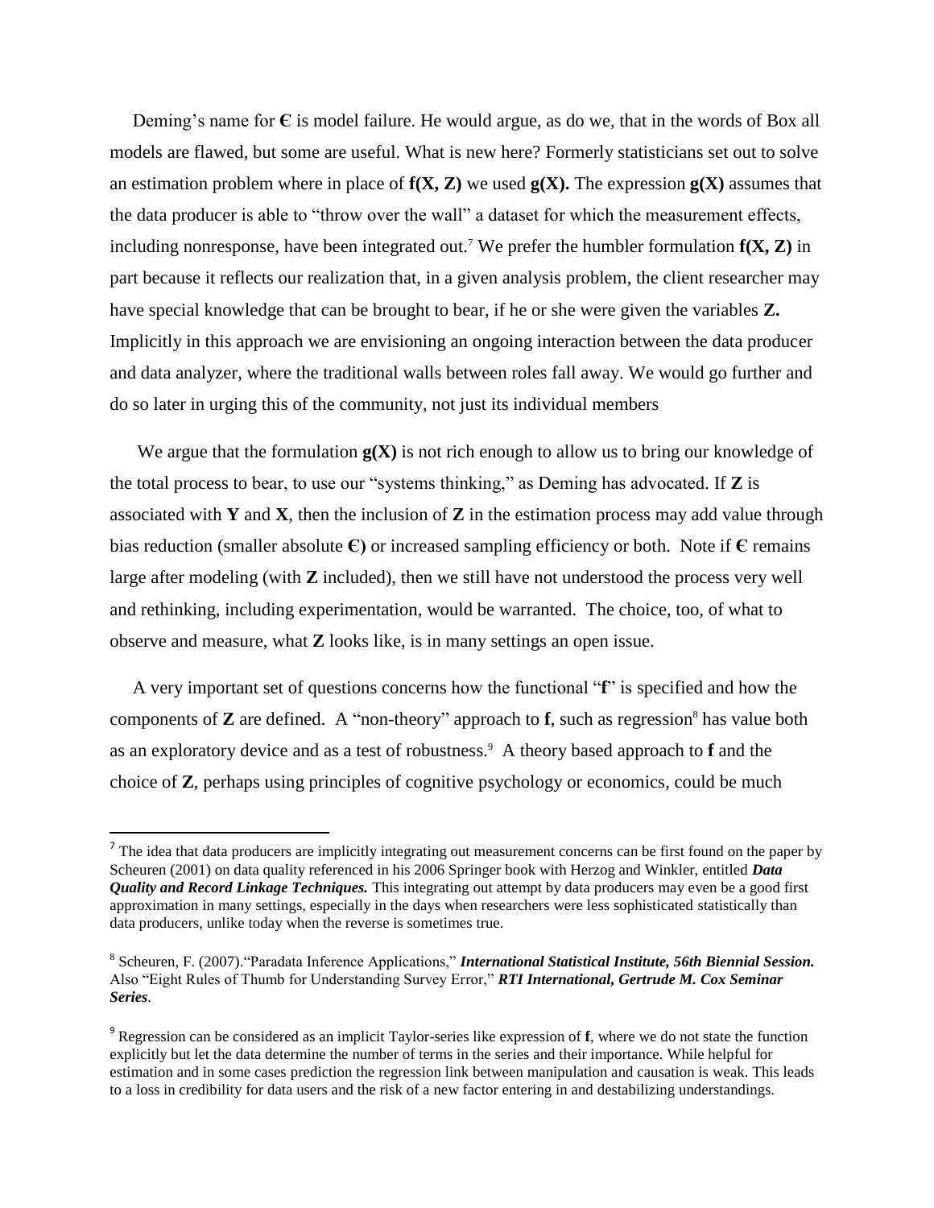Deming's name for **Є** is model failure. He would argue, as do we, that in the words of Box all models are flawed, but some are useful. What is new here? Formerly statisticians set out to solve an estimation problem where in place of **f(X, Z)** we used **g(X).** The expression **g(X)** assumes that the data producer is able to "throw over the wall" a dataset for which the measurement effects, including nonresponse, have been integrated out.[7] We prefer the humbler formulation **f(X, Z)** in part because it reflects our realization that, in a given analysis problem, the client researcher may have special knowledge that can be brought to bear, if he or she were given the variables **Z.** Implicitly in this approach we are envisioning an ongoing interaction between the data producer and data analyzer, where the traditional walls between roles fall away. We would go further and do so later in urging this of the community, not just its individual members

We argue that the formulation **g(X)** is not rich enough to allow us to bring our knowledge of the total process to bear, to use our "systems thinking," as Deming has advocated. If **Z** is associated with **Y** and **X**, then the inclusion of **Z** in the estimation process may add value through bias reduction (smaller absolute **Є)** or increased sampling efficiency or both. Note if **Є** remains large after modeling (with **Z** included), then we still have not understood the process very well and rethinking, including experimentation, would be warranted. The choice, too, of what to observe and measure, what **Z** looks like, is in many settings an open issue.

A very important set of questions concerns how the functional "**f**" is specified and how the components of **Z** are defined. A "non-theory" approach to **f**, such as regression[8] has value both as an exploratory device and as a test of robustness.[9] A theory based approach to **f** and the choice of **Z**, perhaps using principles of cognitive psychology or economics, could be much

---

[7] The idea that data producers are implicitly integrating out measurement concerns can be first found on the paper by Scheuren (2001) on data quality referenced in his 2006 Springer book with Herzog and Winkler, entitled ***Data Quality and Record Linkage Techniques.*** This integrating out attempt by data producers may even be a good first approximation in many settings, especially in the days when researchers were less sophisticated statistically than data producers, unlike today when the reverse is sometimes true.

[8] Scheuren, F. (2007)."Paradata Inference Applications," ***International Statistical Institute, 56th Biennial Session.*** Also "Eight Rules of Thumb for Understanding Survey Error," ***RTI International, Gertrude M. Cox Seminar Series***.

[9] Regression can be considered as an implicit Taylor-series like expression of **f**, where we do not state the function explicitly but let the data determine the number of terms in the series and their importance. While helpful for estimation and in some cases prediction the regression link between manipulation and causation is weak. This leads to a loss in credibility for data users and the risk of a new factor entering in and destabilizing understandings.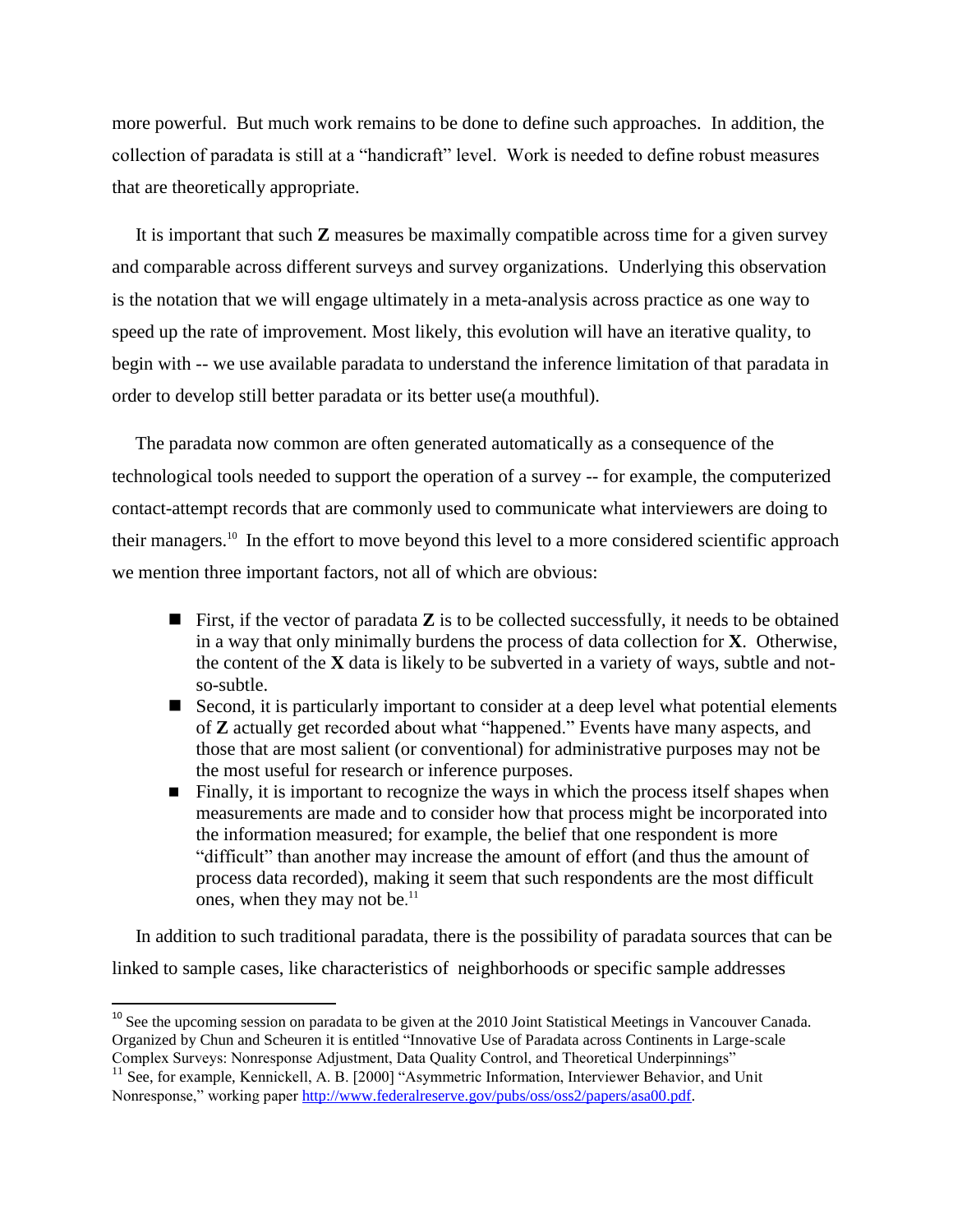more powerful. But much work remains to be done to define such approaches. In addition, the collection of paradata is still at a "handicraft" level. Work is needed to define robust measures that are theoretically appropriate.

It is important that such **Z** measures be maximally compatible across time for a given survey and comparable across different surveys and survey organizations. Underlying this observation is the notation that we will engage ultimately in a meta-analysis across practice as one way to speed up the rate of improvement. Most likely, this evolution will have an iterative quality, to begin with -- we use available paradata to understand the inference limitation of that paradata in order to develop still better paradata or its better use(a mouthful).

The paradata now common are often generated automatically as a consequence of the technological tools needed to support the operation of a survey -- for example, the computerized contact-attempt records that are commonly used to communicate what interviewers are doing to their managers.[10] In the effort to move beyond this level to a more considered scientific approach we mention three important factors, not all of which are obvious:

- First, if the vector of paradata **Z** is to be collected successfully, it needs to be obtained in a way that only minimally burdens the process of data collection for **X**. Otherwise, the content of the **X** data is likely to be subverted in a variety of ways, subtle and not-so-subtle.
- Second, it is particularly important to consider at a deep level what potential elements of **Z** actually get recorded about what "happened." Events have many aspects, and those that are most salient (or conventional) for administrative purposes may not be the most useful for research or inference purposes.
- Finally, it is important to recognize the ways in which the process itself shapes when measurements are made and to consider how that process might be incorporated into the information measured; for example, the belief that one respondent is more "difficult" than another may increase the amount of effort (and thus the amount of process data recorded), making it seem that such respondents are the most difficult ones, when they may not be.[11]

In addition to such traditional paradata, there is the possibility of paradata sources that can be linked to sample cases, like characteristics of neighborhoods or specific sample addresses

---

[10] See the upcoming session on paradata to be given at the 2010 Joint Statistical Meetings in Vancouver Canada. Organized by Chun and Scheuren it is entitled "Innovative Use of Paradata across Continents in Large-scale Complex Surveys: Nonresponse Adjustment, Data Quality Control, and Theoretical Underpinnings"

[11] See, for example, Kennickell, A. B. [2000] "Asymmetric Information, Interviewer Behavior, and Unit Nonresponse," working paper http://www.federalreserve.gov/pubs/oss/oss2/papers/asa00.pdf.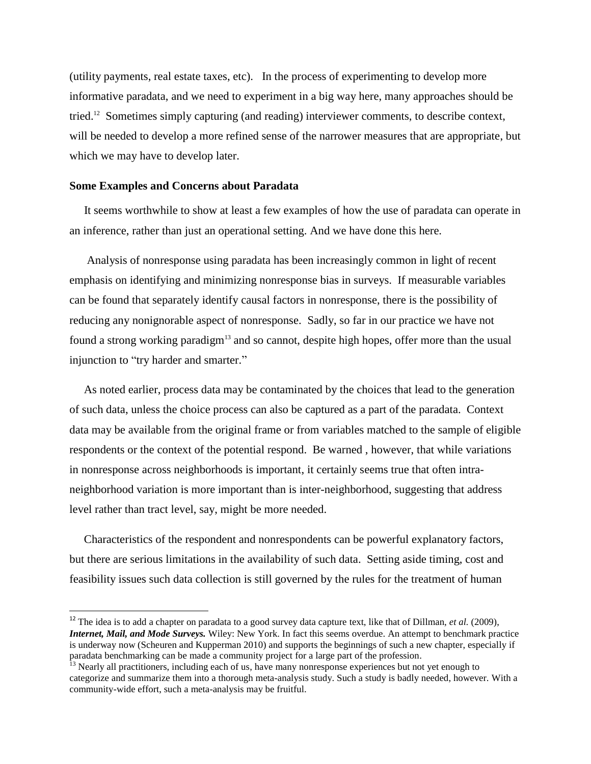(utility payments, real estate taxes, etc). In the process of experimenting to develop more informative paradata, and we need to experiment in a big way here, many approaches should be tried.[12] Sometimes simply capturing (and reading) interviewer comments, to describe context, will be needed to develop a more refined sense of the narrower measures that are appropriate, but which we may have to develop later.

### Some Examples and Concerns about Paradata

It seems worthwhile to show at least a few examples of how the use of paradata can operate in an inference, rather than just an operational setting. And we have done this here.

Analysis of nonresponse using paradata has been increasingly common in light of recent emphasis on identifying and minimizing nonresponse bias in surveys. If measurable variables can be found that separately identify causal factors in nonresponse, there is the possibility of reducing any nonignorable aspect of nonresponse. Sadly, so far in our practice we have not found a strong working paradigm[13] and so cannot, despite high hopes, offer more than the usual injunction to "try harder and smarter."

As noted earlier, process data may be contaminated by the choices that lead to the generation of such data, unless the choice process can also be captured as a part of the paradata. Context data may be available from the original frame or from variables matched to the sample of eligible respondents or the context of the potential respond. Be warned , however, that while variations in nonresponse across neighborhoods is important, it certainly seems true that often intra-neighborhood variation is more important than is inter-neighborhood, suggesting that address level rather than tract level, say, might be more needed.

Characteristics of the respondent and nonrespondents can be powerful explanatory factors, but there are serious limitations in the availability of such data. Setting aside timing, cost and feasibility issues such data collection is still governed by the rules for the treatment of human

---

[12] The idea is to add a chapter on paradata to a good survey data capture text, like that of Dillman, *et al.* (2009), ***Internet, Mail, and Mode Surveys.*** Wiley: New York. In fact this seems overdue. An attempt to benchmark practice is underway now (Scheuren and Kupperman 2010) and supports the beginnings of such a new chapter, especially if paradata benchmarking can be made a community project for a large part of the profession.

[13] Nearly all practitioners, including each of us, have many nonresponse experiences but not yet enough to categorize and summarize them into a thorough meta-analysis study. Such a study is badly needed, however. With a community-wide effort, such a meta-analysis may be fruitful.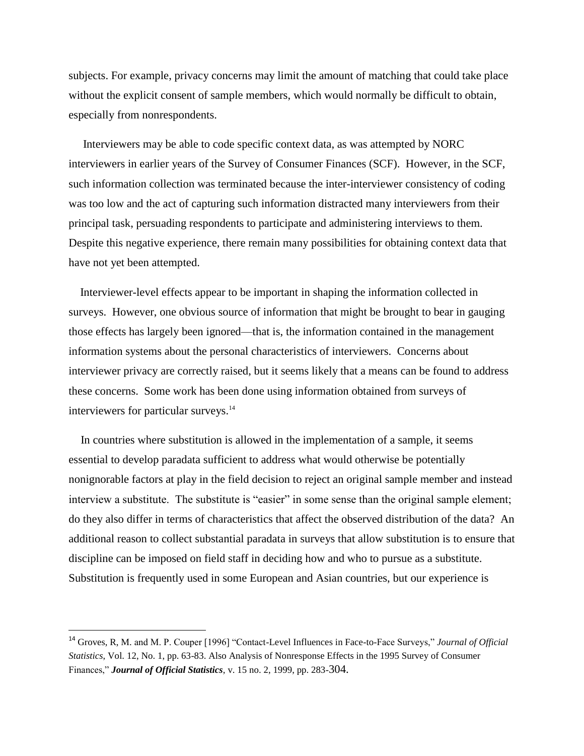subjects. For example, privacy concerns may limit the amount of matching that could take place without the explicit consent of sample members, which would normally be difficult to obtain, especially from nonrespondents.

Interviewers may be able to code specific context data, as was attempted by NORC interviewers in earlier years of the Survey of Consumer Finances (SCF). However, in the SCF, such information collection was terminated because the inter-interviewer consistency of coding was too low and the act of capturing such information distracted many interviewers from their principal task, persuading respondents to participate and administering interviews to them. Despite this negative experience, there remain many possibilities for obtaining context data that have not yet been attempted.

Interviewer-level effects appear to be important in shaping the information collected in surveys. However, one obvious source of information that might be brought to bear in gauging those effects has largely been ignored—that is, the information contained in the management information systems about the personal characteristics of interviewers. Concerns about interviewer privacy are correctly raised, but it seems likely that a means can be found to address these concerns. Some work has been done using information obtained from surveys of interviewers for particular surveys.[14]

In countries where substitution is allowed in the implementation of a sample, it seems essential to develop paradata sufficient to address what would otherwise be potentially nonignorable factors at play in the field decision to reject an original sample member and instead interview a substitute. The substitute is "easier" in some sense than the original sample element; do they also differ in terms of characteristics that affect the observed distribution of the data? An additional reason to collect substantial paradata in surveys that allow substitution is to ensure that discipline can be imposed on field staff in deciding how and who to pursue as a substitute. Substitution is frequently used in some European and Asian countries, but our experience is

---

[14] Groves, R, M. and M. P. Couper [1996] "Contact-Level Influences in Face-to-Face Surveys," *Journal of Official Statistics*, Vol. 12, No. 1, pp. 63-83. Also Analysis of Nonresponse Effects in the 1995 Survey of Consumer Finances," ***Journal of Official Statistics***, v. 15 no. 2, 1999, pp. 283-304.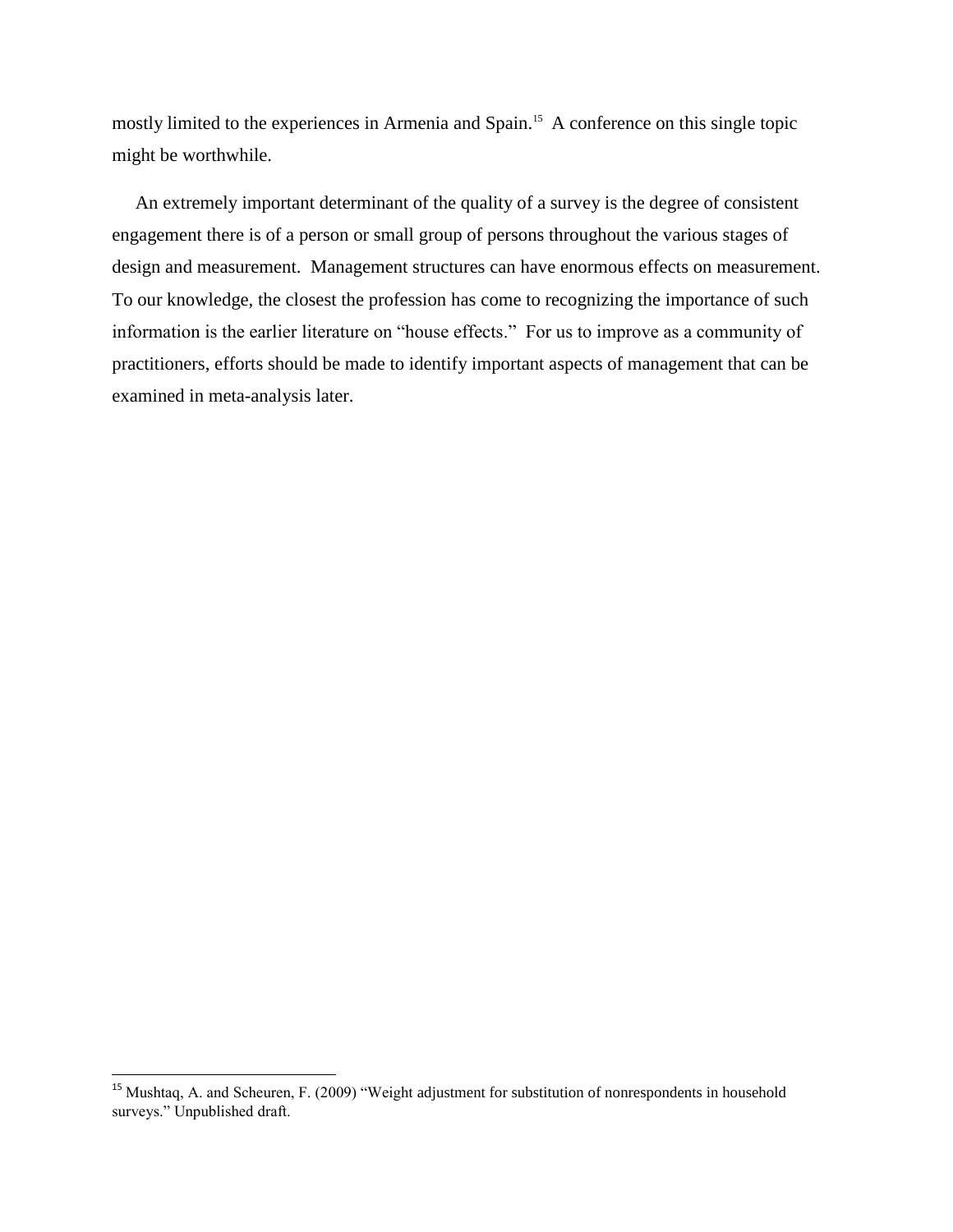mostly limited to the experiences in Armenia and Spain.[15] A conference on this single topic might be worthwhile.

An extremely important determinant of the quality of a survey is the degree of consistent engagement there is of a person or small group of persons throughout the various stages of design and measurement. Management structures can have enormous effects on measurement. To our knowledge, the closest the profession has come to recognizing the importance of such information is the earlier literature on "house effects." For us to improve as a community of practitioners, efforts should be made to identify important aspects of management that can be examined in meta-analysis later.

---

[15] Mushtaq, A. and Scheuren, F. (2009) "Weight adjustment for substitution of nonrespondents in household surveys." Unpublished draft.